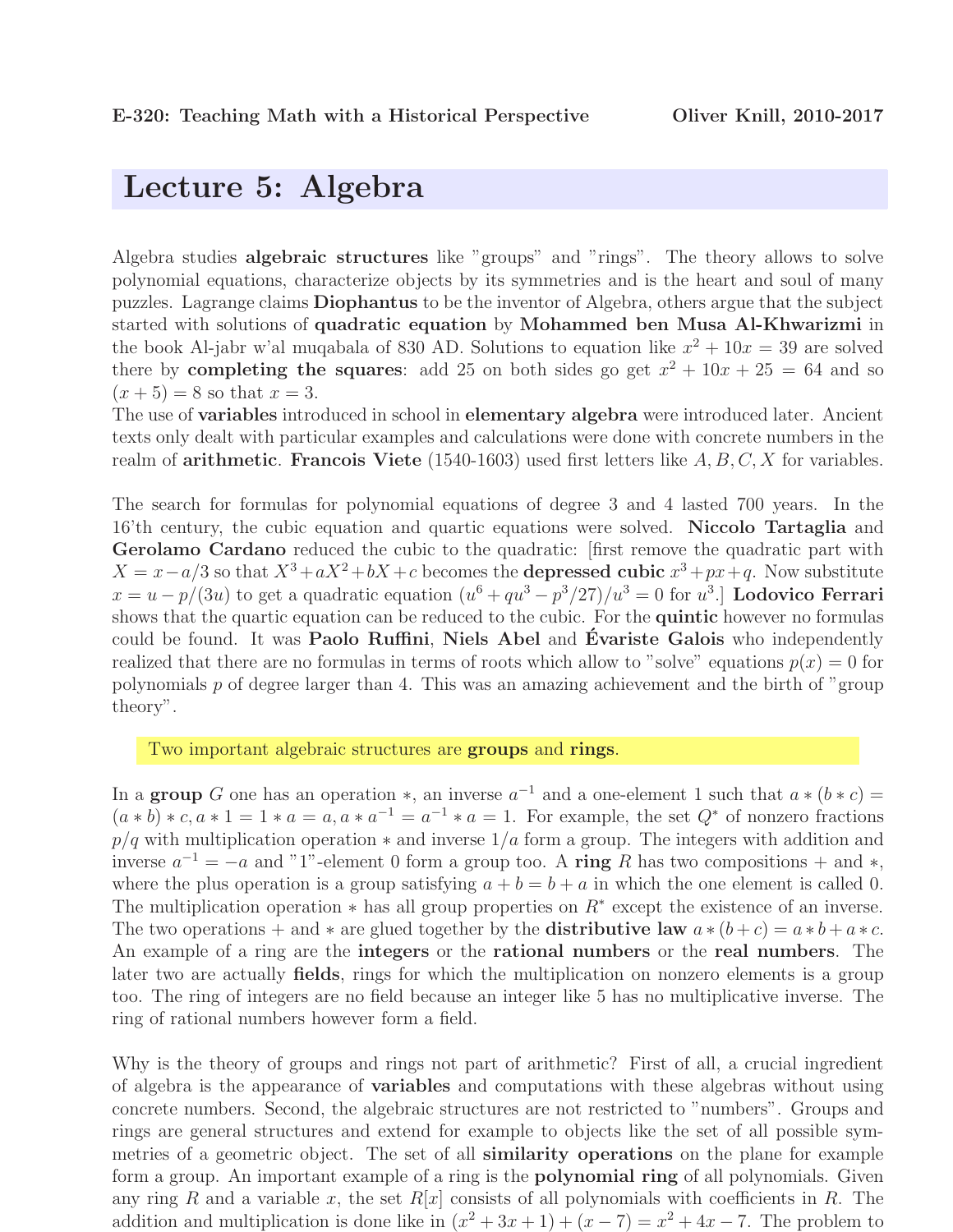# Lecture 5: Algebra

Algebra studies **algebraic structures** like "groups" and "rings". The theory allows to solve polynomial equations, characterize objects by its symmetries and is the heart and soul of many puzzles. Lagrange claims **Diophantus** to be the inventor of Algebra, others argue that the subject started with solutions of **quadratic equation** by **Mohammed ben Musa Al-Khwarizmi** in the book Al-jabr w'al muqabala of 830 AD. Solutions to equation like $x^2 + 10x = 39$ are solved there by **completing the squares**: add 25 on both sides go get $x^2 + 10x + 25 = 64$ and so $(x + 5) = 8$ so that $x = 3$.
The use of **variables** introduced in school in **elementary algebra** were introduced later. Ancient texts only dealt with particular examples and calculations were done with concrete numbers in the realm of **arithmetic**. **Francois Viete** (1540-1603) used first letters like $A, B, C, X$ for variables.

The search for formulas for polynomial equations of degree 3 and 4 lasted 700 years. In the 16'th century, the cubic equation and quartic equations were solved. **Niccolo Tartaglia** and **Gerolamo Cardano** reduced the cubic to the quadratic: [first remove the quadratic part with $X = x - a/3$ so that $X^3 + aX^2 + bX + c$ becomes the **depressed cubic** $x^3 + px + q$. Now substitute $x = u - p/(3u)$ to get a quadratic equation $(u^6 + qu^3 - p^3/27)/u^3 = 0$ for $u^3$.] **Lodovico Ferrari** shows that the quartic equation can be reduced to the cubic. For the **quintic** however no formulas could be found. It was **Paolo Ruffini**, **Niels Abel** and **Évariste Galois** who independently realized that there are no formulas in terms of roots which allow to "solve" equations $p(x) = 0$ for polynomials $p$ of degree larger than 4. This was an amazing achievement and the birth of "group theory".

Two important algebraic structures are **groups** and **rings**.

In a **group** $G$ one has an operation $*$, an inverse $a^{-1}$ and a one-element 1 such that $a * (b * c) = (a * b) * c, a * 1 = 1 * a = a, a * a^{-1} = a^{-1} * a = 1$. For example, the set $Q^*$ of nonzero fractions $p/q$ with multiplication operation $*$ and inverse $1/a$ form a group. The integers with addition and inverse $a^{-1} = -a$ and "1"-element 0 form a group too. A **ring** $R$ has two compositions $+$ and $*$, where the plus operation is a group satisfying $a + b = b + a$ in which the one element is called 0. The multiplication operation $*$ has all group properties on $R^*$ except the existence of an inverse. The two operations $+$ and $*$ are glued together by the **distributive law** $a * (b + c) = a * b + a * c$. An example of a ring are the **integers** or the **rational numbers** or the **real numbers**. The later two are actually **fields**, rings for which the multiplication on nonzero elements is a group too. The ring of integers are no field because an integer like 5 has no multiplicative inverse. The ring of rational numbers however form a field.

Why is the theory of groups and rings not part of arithmetic? First of all, a crucial ingredient of algebra is the appearance of **variables** and computations with these algebras without using concrete numbers. Second, the algebraic structures are not restricted to "numbers". Groups and rings are general structures and extend for example to objects like the set of all possible symmetries of a geometric object. The set of all **similarity operations** on the plane for example form a group. An important example of a ring is the **polynomial ring** of all polynomials. Given any ring $R$ and a variable $x$, the set $R[x]$ consists of all polynomials with coefficients in $R$. The addition and multiplication is done like in $(x^2 + 3x + 1) + (x - 7) = x^2 + 4x - 7$. The problem to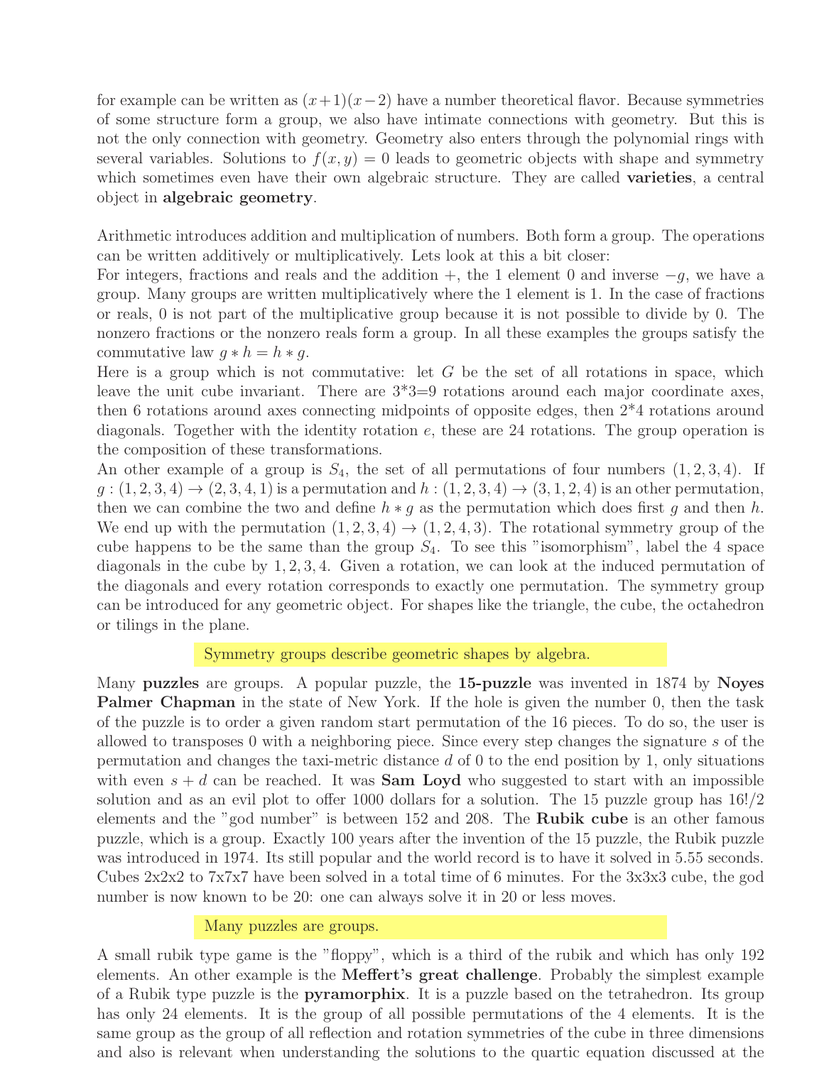for example can be written as $(x+1)(x-2)$ have a number theoretical flavor. Because symmetries of some structure form a group, we also have intimate connections with geometry. But this is not the only connection with geometry. Geometry also enters through the polynomial rings with several variables. Solutions to $f(x,y) = 0$ leads to geometric objects with shape and symmetry which sometimes even have their own algebraic structure. They are called **varieties**, a central object in **algebraic geometry**.

Arithmetic introduces addition and multiplication of numbers. Both form a group. The operations can be written additively or multiplicatively. Lets look at this a bit closer:
For integers, fractions and reals and the addition $+$, the 1 element 0 and inverse $-g$, we have a group. Many groups are written multiplicatively where the 1 element is 1. In the case of fractions or reals, 0 is not part of the multiplicative group because it is not possible to divide by 0. The nonzero fractions or the nonzero reals form a group. In all these examples the groups satisfy the commutative law $g * h = h * g$.
Here is a group which is not commutative: let $G$ be the set of all rotations in space, which leave the unit cube invariant. There are 3*3=9 rotations around each major coordinate axes, then 6 rotations around axes connecting midpoints of opposite edges, then 2*4 rotations around diagonals. Together with the identity rotation $e$, these are 24 rotations. The group operation is the composition of these transformations.
An other example of a group is $S_4$, the set of all permutations of four numbers $(1,2,3,4)$. If $g : (1,2,3,4) \to (2,3,4,1)$ is a permutation and $h : (1,2,3,4) \to (3,1,2,4)$ is an other permutation, then we can combine the two and define $h * g$ as the permutation which does first $g$ and then $h$. We end up with the permutation $(1,2,3,4) \to (1,2,4,3)$. The rotational symmetry group of the cube happens to be the same than the group $S_4$. To see this "isomorphism", label the 4 space diagonals in the cube by $1,2,3,4$. Given a rotation, we can look at the induced permutation of the diagonals and every rotation corresponds to exactly one permutation. The symmetry group can be introduced for any geometric object. For shapes like the triangle, the cube, the octahedron or tilings in the plane.

Symmetry groups describe geometric shapes by algebra.

Many **puzzles** are groups. A popular puzzle, the **15-puzzle** was invented in 1874 by **Noyes Palmer Chapman** in the state of New York. If the hole is given the number 0, then the task of the puzzle is to order a given random start permutation of the 16 pieces. To do so, the user is allowed to transposes 0 with a neighboring piece. Since every step changes the signature $s$ of the permutation and changes the taxi-metric distance $d$ of 0 to the end position by 1, only situations with even $s + d$ can be reached. It was **Sam Loyd** who suggested to start with an impossible solution and as an evil plot to offer 1000 dollars for a solution. The 15 puzzle group has $16!/2$ elements and the "god number" is between 152 and 208. The **Rubik cube** is an other famous puzzle, which is a group. Exactly 100 years after the invention of the 15 puzzle, the Rubik puzzle was introduced in 1974. Its still popular and the world record is to have it solved in 5.55 seconds. Cubes 2x2x2 to 7x7x7 have been solved in a total time of 6 minutes. For the 3x3x3 cube, the god number is now known to be 20: one can always solve it in 20 or less moves.

Many puzzles are groups.

A small rubik type game is the "floppy", which is a third of the rubik and which has only 192 elements. An other example is the **Meffert's great challenge**. Probably the simplest example of a Rubik type puzzle is the **pyramorphix**. It is a puzzle based on the tetrahedron. Its group has only 24 elements. It is the group of all possible permutations of the 4 elements. It is the same group as the group of all reflection and rotation symmetries of the cube in three dimensions and also is relevant when understanding the solutions to the quartic equation discussed at the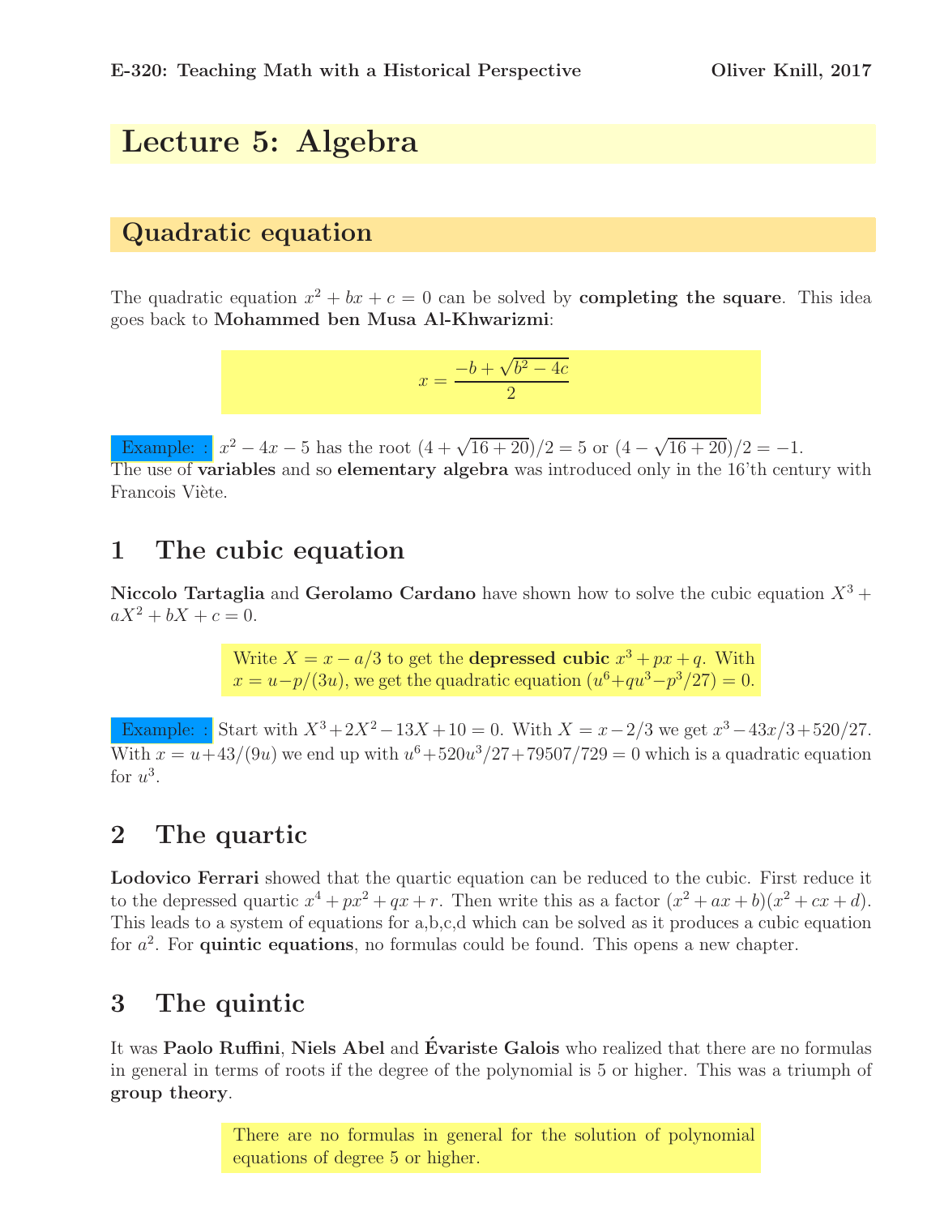# Lecture 5: Algebra

## Quadratic equation

The quadratic equation $x^2 + bx + c = 0$ can be solved by **completing the square**. This idea goes back to **Mohammed ben Musa Al-Khwarizmi**:

$$x = \frac{-b + \sqrt{b^2 - 4c}}{2}$$

Example: : $x^2 - 4x - 5$ has the root $(4 + \sqrt{16 + 20})/2 = 5$ or $(4 - \sqrt{16 + 20})/2 = -1$. The use of **variables** and so **elementary algebra** was introduced only in the 16'th century with Francois Viète.

## 1 The cubic equation

**Niccolo Tartaglia** and **Gerolamo Cardano** have shown how to solve the cubic equation $X^3 + aX^2 + bX + c = 0$.

Write $X = x - a/3$ to get the **depressed cubic** $x^3 + px + q$. With $x = u - p/(3u)$, we get the quadratic equation $(u^6 + qu^3 - p^3/27) = 0$.

Example: : Start with $X^3 + 2X^2 - 13X + 10 = 0$. With $X = x - 2/3$ we get $x^3 - 43x/3 + 520/27$. With $x = u + 43/(9u)$ we end up with $u^6 + 520u^3/27 + 79507/729 = 0$ which is a quadratic equation for $u^3$.

## 2 The quartic

**Lodovico Ferrari** showed that the quartic equation can be reduced to the cubic. First reduce it to the depressed quartic $x^4 + px^2 + qx + r$. Then write this as a factor $(x^2 + ax + b)(x^2 + cx + d)$. This leads to a system of equations for a,b,c,d which can be solved as it produces a cubic equation for $a^2$. For **quintic equations**, no formulas could be found. This opens a new chapter.

## 3 The quintic

It was **Paolo Ruffini**, **Niels Abel** and **Évariste Galois** who realized that there are no formulas in general in terms of roots if the degree of the polynomial is 5 or higher. This was a triumph of **group theory**.

There are no formulas in general for the solution of polynomial equations of degree 5 or higher.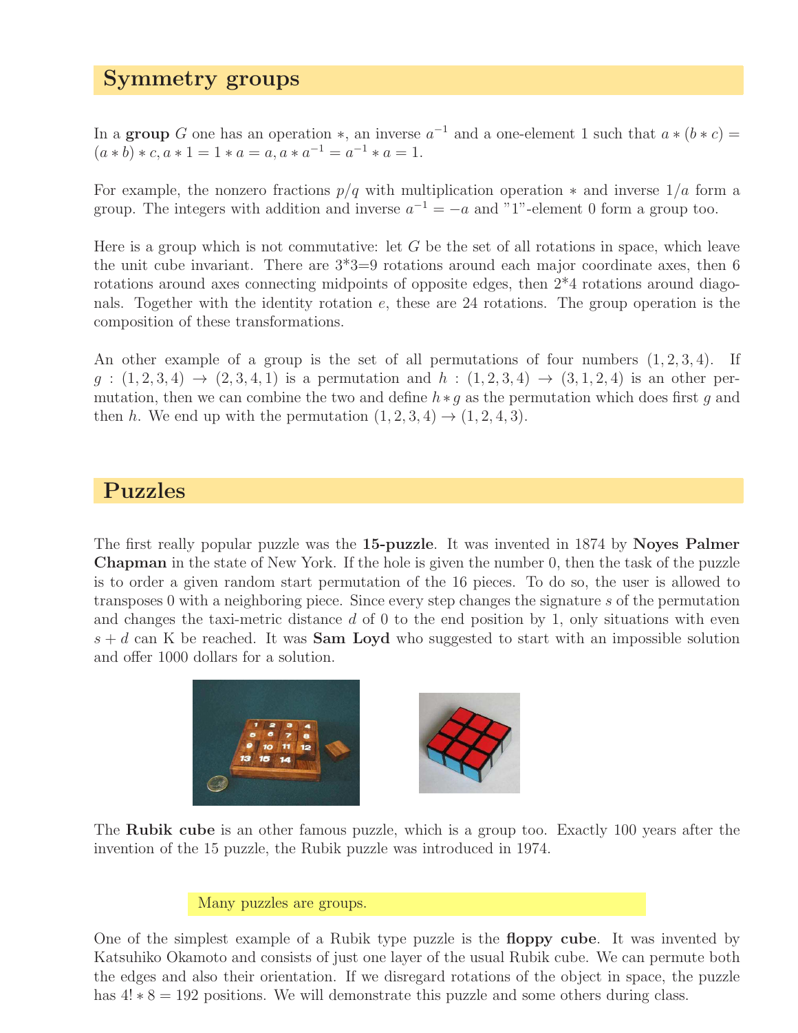## Symmetry groups

In a **group** $G$ one has an operation $*$, an inverse $a^{-1}$ and a one-element 1 such that $a * (b * c) = (a * b) * c, a * 1 = 1 * a = a, a * a^{-1} = a^{-1} * a = 1$.

For example, the nonzero fractions $p/q$ with multiplication operation $*$ and inverse $1/a$ form a group. The integers with addition and inverse $a^{-1} = -a$ and "1"-element 0 form a group too.

Here is a group which is not commutative: let $G$ be the set of all rotations in space, which leave the unit cube invariant. There are 3*3=9 rotations around each major coordinate axes, then 6 rotations around axes connecting midpoints of opposite edges, then 2*4 rotations around diagonals. Together with the identity rotation $e$, these are 24 rotations. The group operation is the composition of these transformations.

An other example of a group is the set of all permutations of four numbers $(1, 2, 3, 4)$. If $g : (1, 2, 3, 4) \to (2, 3, 4, 1)$ is a permutation and $h : (1, 2, 3, 4) \to (3, 1, 2, 4)$ is an other permutation, then we can combine the two and define $h * g$ as the permutation which does first $g$ and then $h$. We end up with the permutation $(1, 2, 3, 4) \to (1, 2, 4, 3)$.

## Puzzles

The first really popular puzzle was the **15-puzzle**. It was invented in 1874 by **Noyes Palmer Chapman** in the state of New York. If the hole is given the number 0, then the task of the puzzle is to order a given random start permutation of the 16 pieces. To do so, the user is allowed to transposes 0 with a neighboring piece. Since every step changes the signature $s$ of the permutation and changes the taxi-metric distance $d$ of 0 to the end position by 1, only situations with even $s + d$ can K be reached. It was **Sam Loyd** who suggested to start with an impossible solution and offer 1000 dollars for a solution.

The **Rubik cube** is an other famous puzzle, which is a group too. Exactly 100 years after the invention of the 15 puzzle, the Rubik puzzle was introduced in 1974.

Many puzzles are groups.

One of the simplest example of a Rubik type puzzle is the **floppy cube**. It was invented by Katsuhiko Okamoto and consists of just one layer of the usual Rubik cube. We can permute both the edges and also their orientation. If we disregard rotations of the object in space, the puzzle has $4! * 8 = 192$ positions. We will demonstrate this puzzle and some others during class.